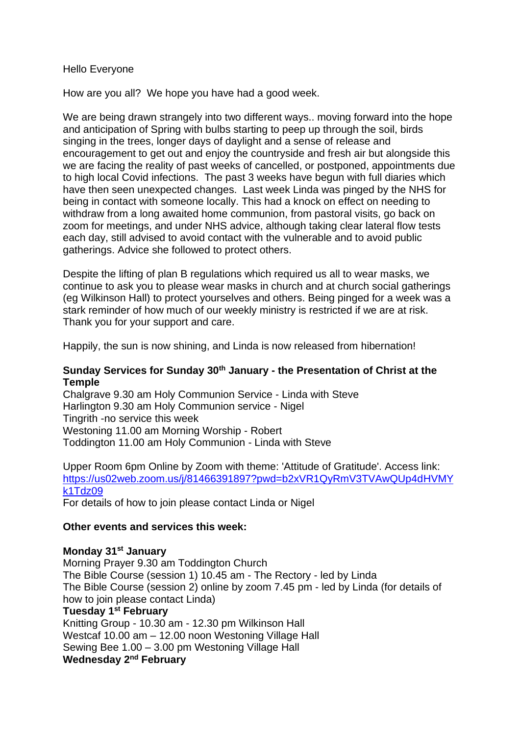Hello Everyone

How are you all? We hope you have had a good week.

We are being drawn strangely into two different ways.. moving forward into the hope and anticipation of Spring with bulbs starting to peep up through the soil, birds singing in the trees, longer days of daylight and a sense of release and encouragement to get out and enjoy the countryside and fresh air but alongside this we are facing the reality of past weeks of cancelled, or postponed, appointments due to high local Covid infections. The past 3 weeks have begun with full diaries which have then seen unexpected changes. Last week Linda was pinged by the NHS for being in contact with someone locally. This had a knock on effect on needing to withdraw from a long awaited home communion, from pastoral visits, go back on zoom for meetings, and under NHS advice, although taking clear lateral flow tests each day, still advised to avoid contact with the vulnerable and to avoid public gatherings. Advice she followed to protect others.

Despite the lifting of plan B regulations which required us all to wear masks, we continue to ask you to please wear masks in church and at church social gatherings (eg Wilkinson Hall) to protect yourselves and others. Being pinged for a week was a stark reminder of how much of our weekly ministry is restricted if we are at risk. Thank you for your support and care.

Happily, the sun is now shining, and Linda is now released from hibernation!

**Sunday Services for Sunday 30th January - the Presentation of Christ at the Temple**

Chalgrave 9.30 am Holy Communion Service - Linda with Steve
Harlington 9.30 am Holy Communion service - Nigel
Tingrith -no service this week
Westoning 11.00 am Morning Worship - Robert
Toddington 11.00 am Holy Communion - Linda with Steve

Upper Room 6pm Online by Zoom with theme: 'Attitude of Gratitude'. Access link: https://us02web.zoom.us/j/81466391897?pwd=b2xVR1QyRmV3TVAwQUp4dHVMYk1Tdz09
For details of how to join please contact Linda or Nigel

**Other events and services this week:**

**Monday 31st January**
Morning Prayer 9.30 am Toddington Church
The Bible Course (session 1) 10.45 am - The Rectory - led by Linda
The Bible Course (session 2) online by zoom 7.45 pm - led by Linda (for details of how to join please contact Linda)

**Tuesday 1st February**
Knitting Group - 10.30 am - 12.30 pm Wilkinson Hall
Westcaf 10.00 am – 12.00 noon Westoning Village Hall
Sewing Bee 1.00 – 3.00 pm Westoning Village Hall

**Wednesday 2nd February**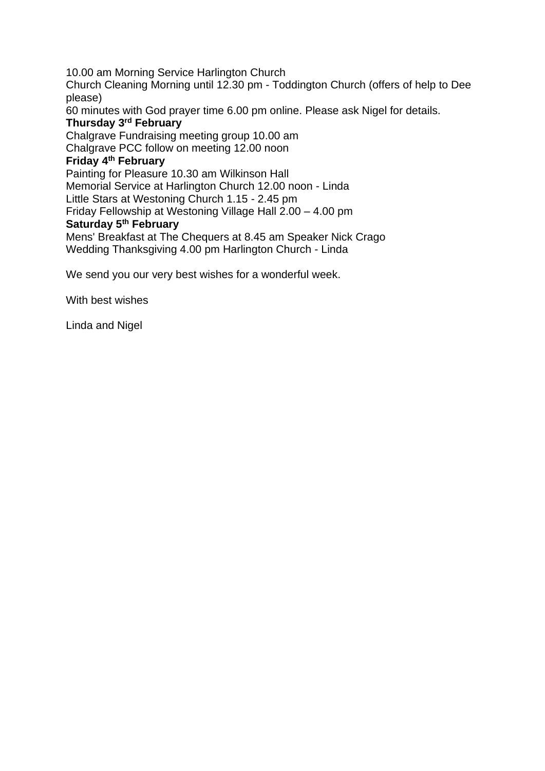10.00 am Morning Service Harlington Church
Church Cleaning Morning until 12.30 pm - Toddington Church (offers of help to Dee please)
60 minutes with God prayer time 6.00 pm online. Please ask Nigel for details.

**Thursday 3rd February**

Chalgrave Fundraising meeting group 10.00 am
Chalgrave PCC follow on meeting 12.00 noon

**Friday 4th February**

Painting for Pleasure 10.30 am Wilkinson Hall
Memorial Service at Harlington Church 12.00 noon - Linda
Little Stars at Westoning Church 1.15 - 2.45 pm
Friday Fellowship at Westoning Village Hall 2.00 – 4.00 pm

**Saturday 5th February**

Mens' Breakfast at The Chequers at 8.45 am Speaker Nick Crago
Wedding Thanksgiving 4.00 pm Harlington Church - Linda

We send you our very best wishes for a wonderful week.

With best wishes

Linda and Nigel